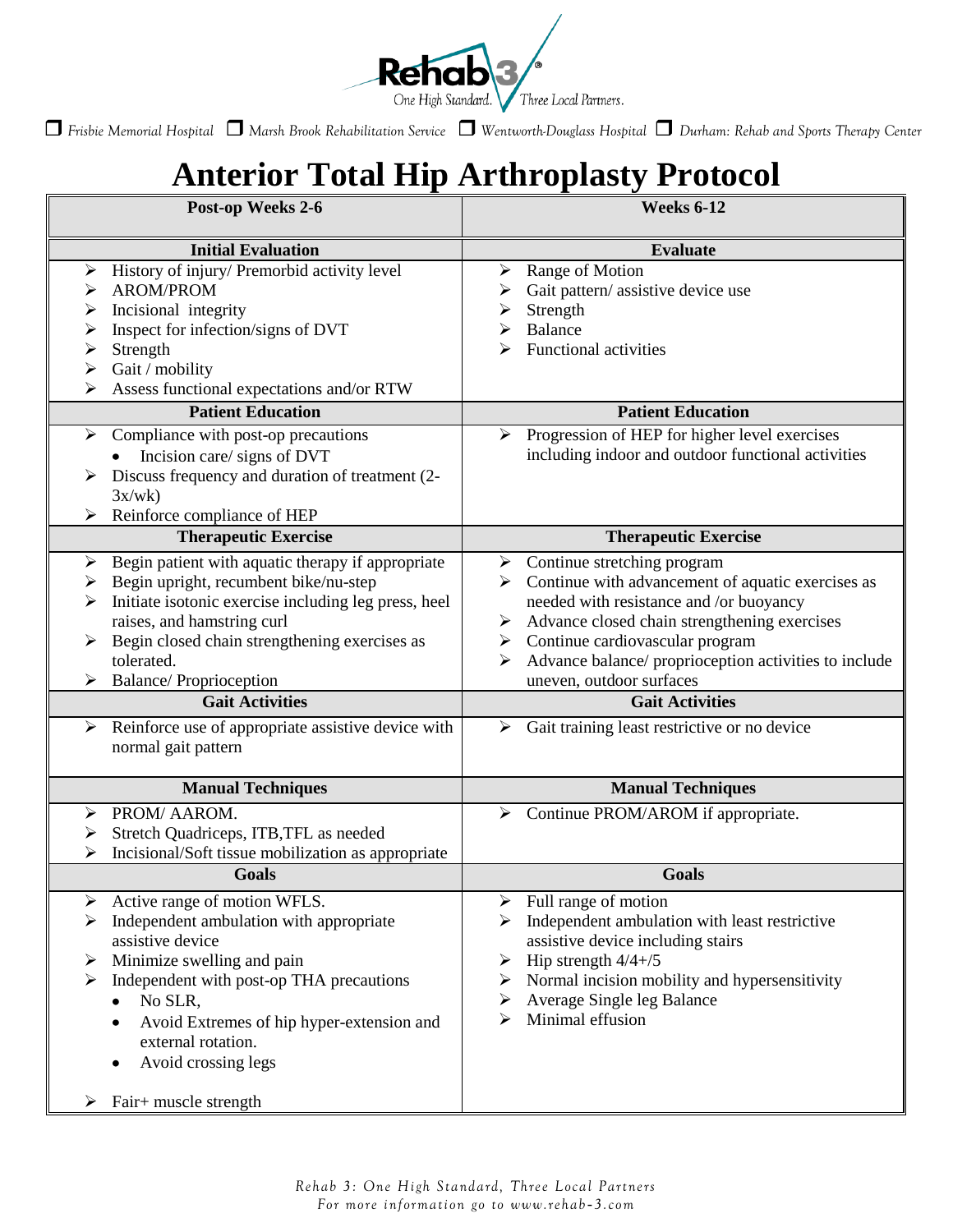Rehab 3 — One High Standard. Three Local Partners.

❒ Frisbie Memorial Hospital ❒ Marsh Brook Rehabilitation Service ❒ Wentworth-Douglass Hospital ❒ Durham: Rehab and Sports Therapy Center

# Anterior Total Hip Arthroplasty Protocol

| Post-op Weeks 2-6 | Weeks 6-12 |
|---|---|
| **Initial Evaluation** | **Evaluate** |
| ➢ History of injury/ Premorbid activity level<br>➢ AROM/PROM<br>➢ Incisional integrity<br>➢ Inspect for infection/signs of DVT<br>➢ Strength<br>➢ Gait / mobility<br>➢ Assess functional expectations and/or RTW | ➢ Range of Motion<br>➢ Gait pattern/ assistive device use<br>➢ Strength<br>➢ Balance<br>➢ Functional activities |
| **Patient Education** | **Patient Education** |
| ➢ Compliance with post-op precautions<br>• Incision care/ signs of DVT<br>➢ Discuss frequency and duration of treatment (2-3x/wk)<br>➢ Reinforce compliance of HEP | ➢ Progression of HEP for higher level exercises including indoor and outdoor functional activities |
| **Therapeutic Exercise** | **Therapeutic Exercise** |
| ➢ Begin patient with aquatic therapy if appropriate<br>➢ Begin upright, recumbent bike/nu-step<br>➢ Initiate isotonic exercise including leg press, heel raises, and hamstring curl<br>➢ Begin closed chain strengthening exercises as tolerated.<br>➢ Balance/ Proprioception | ➢ Continue stretching program<br>➢ Continue with advancement of aquatic exercises as needed with resistance and /or buoyancy<br>➢ Advance closed chain strengthening exercises<br>➢ Continue cardiovascular program<br>➢ Advance balance/ proprioception activities to include uneven, outdoor surfaces |
| **Gait Activities** | **Gait Activities** |
| ➢ Reinforce use of appropriate assistive device with normal gait pattern | ➢ Gait training least restrictive or no device |
| **Manual Techniques** | **Manual Techniques** |
| ➢ PROM/ AAROM.<br>➢ Stretch Quadriceps, ITB,TFL as needed<br>➢ Incisional/Soft tissue mobilization as appropriate | ➢ Continue PROM/AROM if appropriate. |
| **Goals** | **Goals** |
| ➢ Active range of motion WFLS.<br>➢ Independent ambulation with appropriate assistive device<br>➢ Minimize swelling and pain<br>➢ Independent with post-op THA precautions<br>• No SLR,<br>• Avoid Extremes of hip hyper-extension and external rotation.<br>• Avoid crossing legs<br>➢ Fair+ muscle strength | ➢ Full range of motion<br>➢ Independent ambulation with least restrictive assistive device including stairs<br>➢ Hip strength 4/4+/5<br>➢ Normal incision mobility and hypersensitivity<br>➢ Average Single leg Balance<br>➢ Minimal effusion |

*Rehab 3: One High Standard, Three Local Partners*
*For more information go to www.rehab-3.com*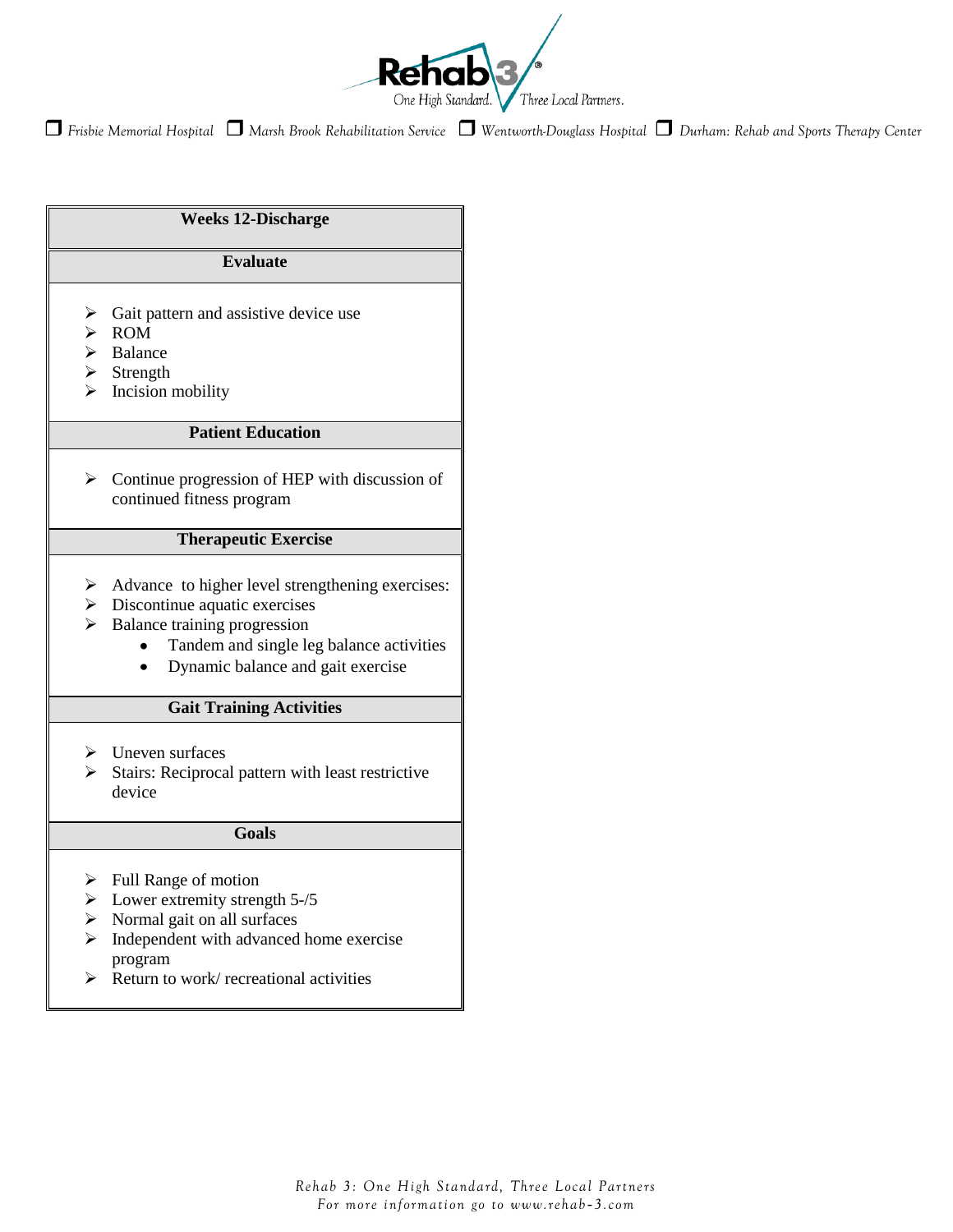Rehab 3®

One High Standard. Three Local Partners.

❒ *Frisbie Memorial Hospital* ❒ *Marsh Brook Rehabilitation Service* ❒ *Wentworth-Douglass Hospital* ❒ *Durham: Rehab and Sports Therapy Center*

## Weeks 12-Discharge

### Evaluate

- Gait pattern and assistive device use
- ROM
- Balance
- Strength
- Incision mobility

### Patient Education

- Continue progression of HEP with discussion of continued fitness program

### Therapeutic Exercise

- Advance to higher level strengthening exercises:
- Discontinue aquatic exercises
- Balance training progression
  - Tandem and single leg balance activities
  - Dynamic balance and gait exercise

### Gait Training Activities

- Uneven surfaces
- Stairs: Reciprocal pattern with least restrictive device

### Goals

- Full Range of motion
- Lower extremity strength 5-/5
- Normal gait on all surfaces
- Independent with advanced home exercise program
- Return to work/ recreational activities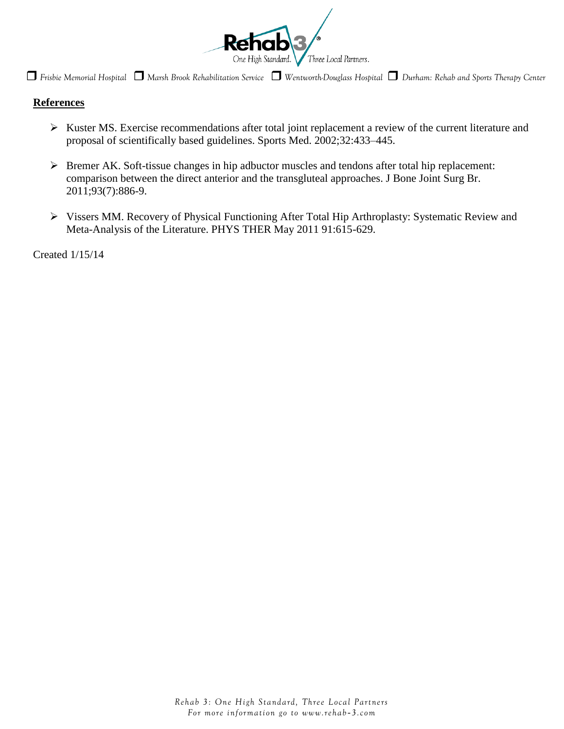## References

- Kuster MS. Exercise recommendations after total joint replacement a review of the current literature and proposal of scientifically based guidelines. Sports Med. 2002;32:433–445.
- Bremer AK. Soft-tissue changes in hip adductor muscles and tendons after total hip replacement: comparison between the direct anterior and the transgluteal approaches. J Bone Joint Surg Br. 2011;93(7):886-9.
- Vissers MM. Recovery of Physical Functioning After Total Hip Arthroplasty: Systematic Review and Meta-Analysis of the Literature. PHYS THER May 2011 91:615-629.

Created 1/15/14